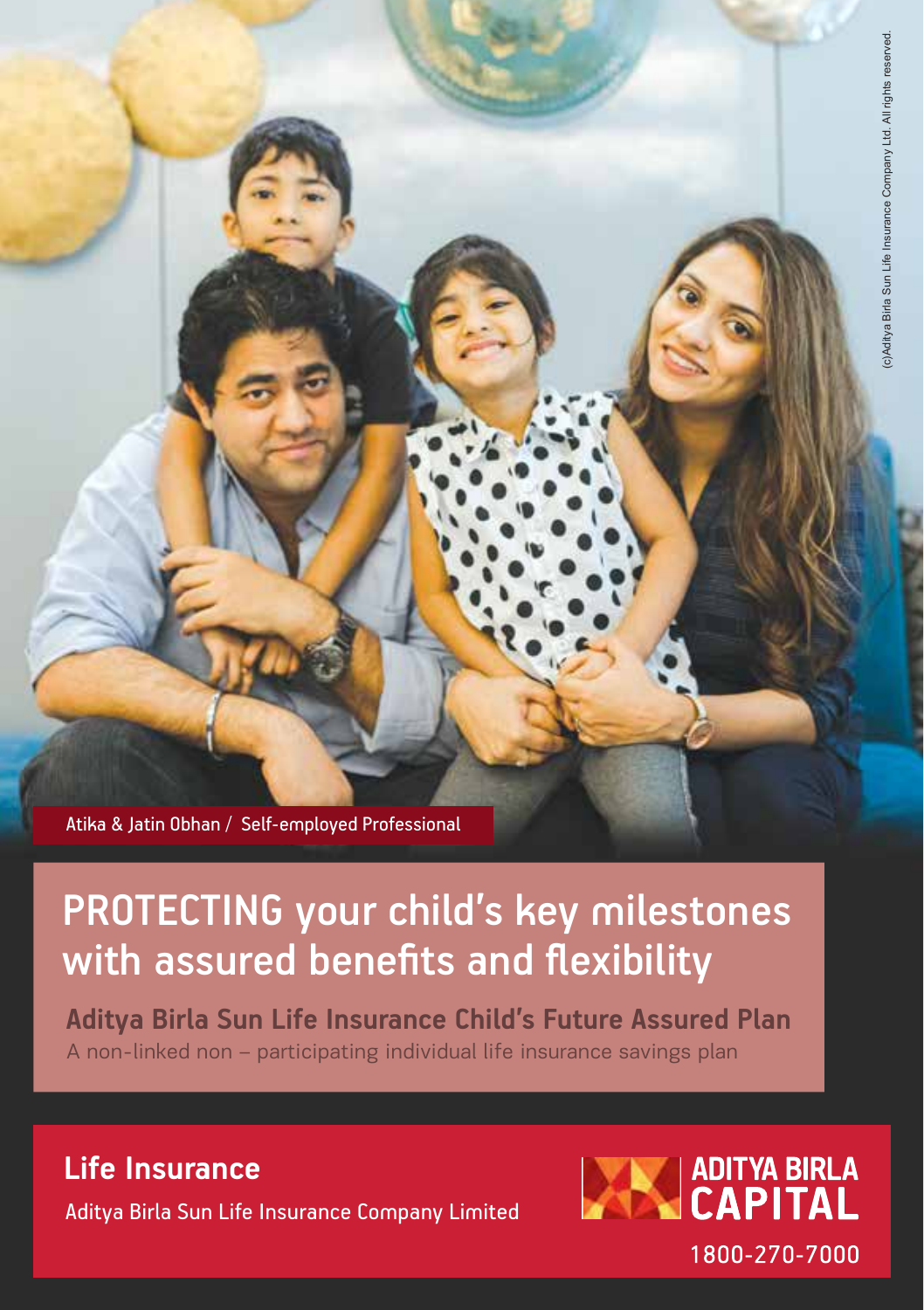(c)Aditya Birla Sun Life Insurance Company Ltd. All rights reserved.

Atika & Jatin Obhan / Self-employed Professional

# PROTECTING your child's key milestones with assured benefits and flexibility

**Aditya Birla Sun Life Insurance Child's Future Assured Plan**

A non-linked non – participating individual life insurance savings plan

**Life Insurance**

Aditya Birla Sun Life Insurance Company Limited

ADITYA BIRLA CAPITAL

1800-270-7000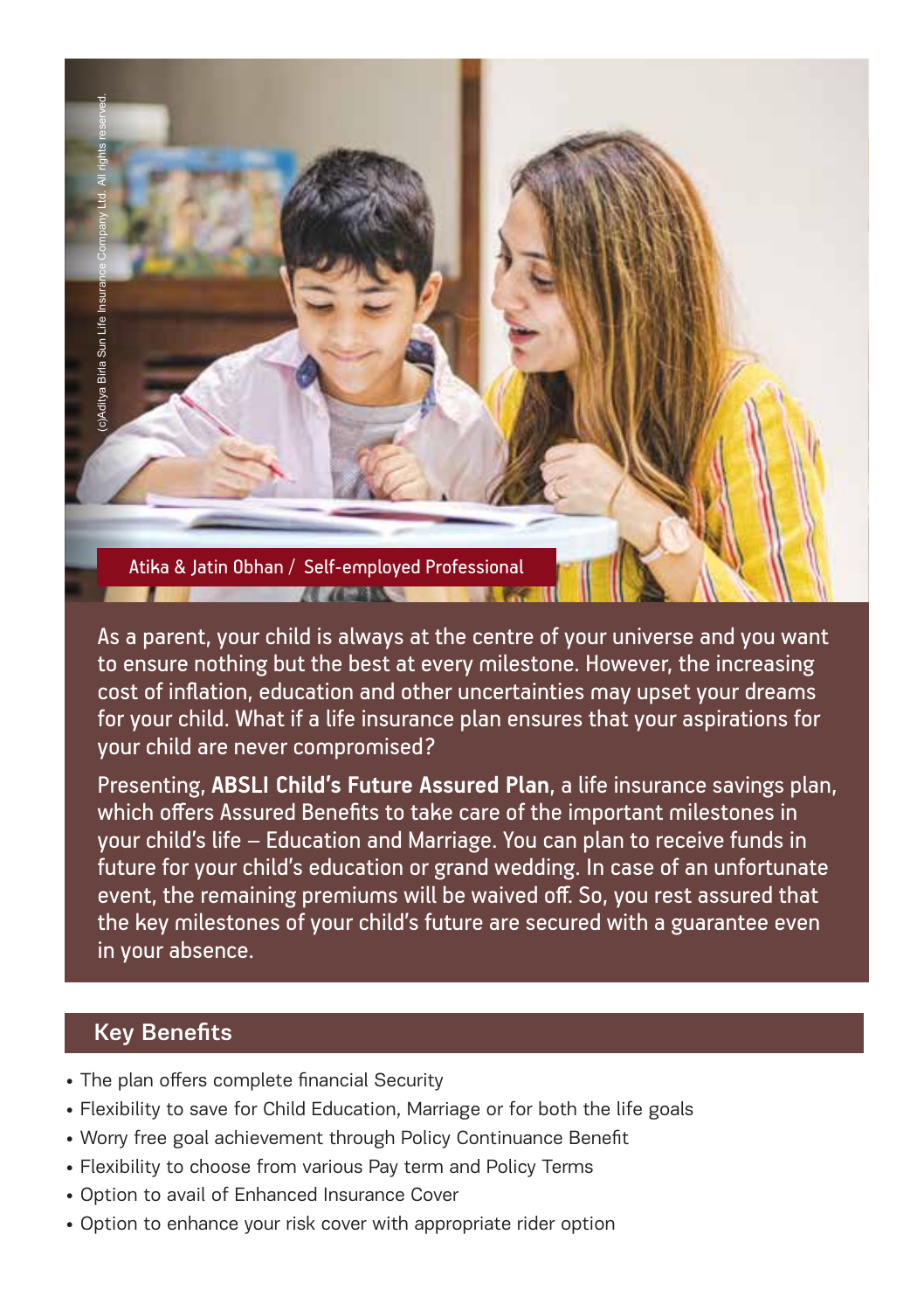(c)Aditya Birla Sun Life Insurance Company Ltd. All rights reserved.

Atika & Jatin Obhan / Self-employed Professional

As a parent, your child is always at the centre of your universe and you want to ensure nothing but the best at every milestone. However, the increasing cost of inflation, education and other uncertainties may upset your dreams for your child. What if a life insurance plan ensures that your aspirations for your child are never compromised?

Presenting, **ABSLI Child's Future Assured Plan**, a life insurance savings plan, which offers Assured Benefits to take care of the important milestones in your child's life – Education and Marriage. You can plan to receive funds in future for your child's education or grand wedding. In case of an unfortunate event, the remaining premiums will be waived off. So, you rest assured that the key milestones of your child's future are secured with a guarantee even in your absence.

## Key Benefits

- The plan offers complete financial Security
- Flexibility to save for Child Education, Marriage or for both the life goals
- Worry free goal achievement through Policy Continuance Benefit
- Flexibility to choose from various Pay term and Policy Terms
- Option to avail of Enhanced Insurance Cover
- Option to enhance your risk cover with appropriate rider option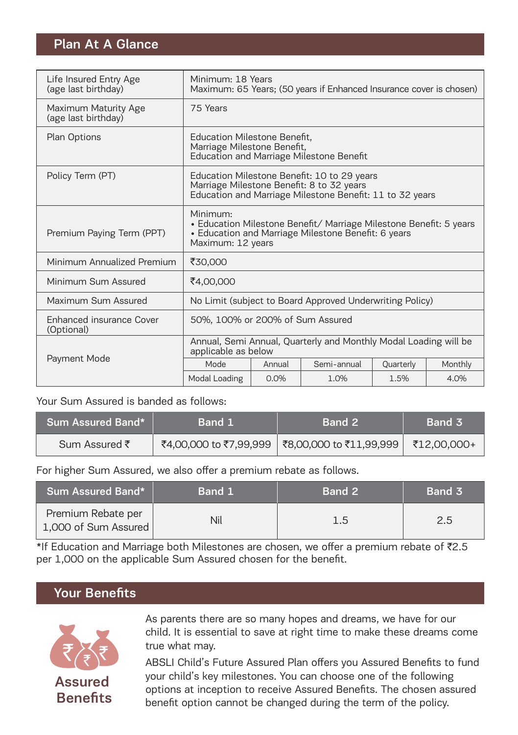## Plan At A Glance

| | |
|---|---|
| Life Insured Entry Age (age last birthday) | Minimum: 18 Years<br>Maximum: 65 Years; (50 years if Enhanced Insurance cover is chosen) |
| Maximum Maturity Age (age last birthday) | 75 Years |
| Plan Options | Education Milestone Benefit,<br>Marriage Milestone Benefit,<br>Education and Marriage Milestone Benefit |
| Policy Term (PT) | Education Milestone Benefit: 10 to 29 years<br>Marriage Milestone Benefit: 8 to 32 years<br>Education and Marriage Milestone Benefit: 11 to 32 years |
| Premium Paying Term (PPT) | Minimum:<br>• Education Milestone Benefit/ Marriage Milestone Benefit: 5 years<br>• Education and Marriage Milestone Benefit: 6 years<br>Maximum: 12 years |
| Minimum Annualized Premium | ₹30,000 |
| Minimum Sum Assured | ₹4,00,000 |
| Maximum Sum Assured | No Limit (subject to Board Approved Underwriting Policy) |
| Enhanced insurance Cover (Optional) | 50%, 100% or 200% of Sum Assured |
| Payment Mode | Annual, Semi Annual, Quarterly and Monthly Modal Loading will be applicable as below |

| Mode | Annual | Semi-annual | Quarterly | Monthly |
|---|---|---|---|---|
| Modal Loading | 0.0% | 1.0% | 1.5% | 4.0% |

Your Sum Assured is banded as follows:

| Sum Assured Band* | Band 1 | Band 2 | Band 3 |
|---|---|---|---|
| Sum Assured ₹ | ₹4,00,000 to ₹7,99,999 | ₹8,00,000 to ₹11,99,999 | ₹12,00,000+ |

For higher Sum Assured, we also offer a premium rebate as follows.

| Sum Assured Band* | Band 1 | Band 2 | Band 3 |
|---|---|---|---|
| Premium Rebate per 1,000 of Sum Assured | Nil | 1.5 | 2.5 |

*If Education and Marriage both Milestones are chosen, we offer a premium rebate of ₹2.5 per 1,000 on the applicable Sum Assured chosen for the benefit.

## Your Benefits

**Assured Benefits**

As parents there are so many hopes and dreams, we have for our child. It is essential to save at right time to make these dreams come true what may.

ABSLI Child's Future Assured Plan offers you Assured Benefits to fund your child's key milestones. You can choose one of the following options at inception to receive Assured Benefits. The chosen assured benefit option cannot be changed during the term of the policy.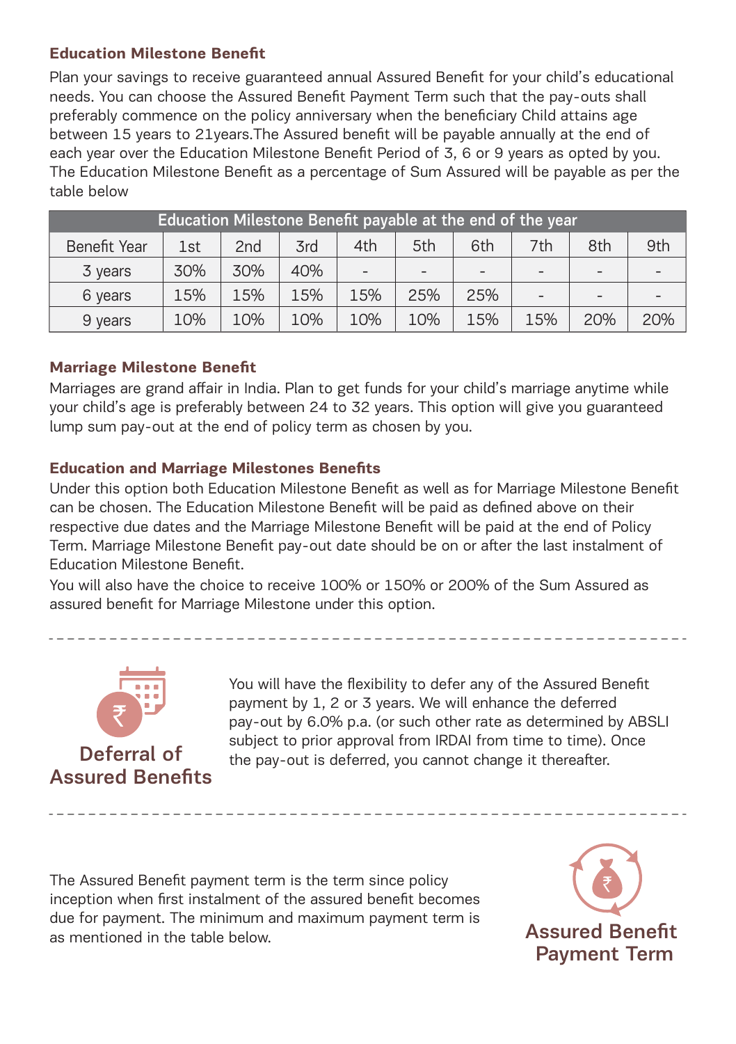### Education Milestone Benefit

Plan your savings to receive guaranteed annual Assured Benefit for your child's educational needs. You can choose the Assured Benefit Payment Term such that the pay-outs shall preferably commence on the policy anniversary when the beneficiary Child attains age between 15 years to 21years.The Assured benefit will be payable annually at the end of each year over the Education Milestone Benefit Period of 3, 6 or 9 years as opted by you. The Education Milestone Benefit as a percentage of Sum Assured will be payable as per the table below

| Education Milestone Benefit payable at the end of the year | | | | | | | | | |
|---|---|---|---|---|---|---|---|---|---|
| Benefit Year | 1st | 2nd | 3rd | 4th | 5th | 6th | 7th | 8th | 9th |
| 3 years | 30% | 30% | 40% | - | - | - | - | - | - |
| 6 years | 15% | 15% | 15% | 15% | 25% | 25% | - | - | - |
| 9 years | 10% | 10% | 10% | 10% | 10% | 15% | 15% | 20% | 20% |

### Marriage Milestone Benefit

Marriages are grand affair in India. Plan to get funds for your child's marriage anytime while your child's age is preferably between 24 to 32 years. This option will give you guaranteed lump sum pay-out at the end of policy term as chosen by you.

### Education and Marriage Milestones Benefits

Under this option both Education Milestone Benefit as well as for Marriage Milestone Benefit can be chosen. The Education Milestone Benefit will be paid as defined above on their respective due dates and the Marriage Milestone Benefit will be paid at the end of Policy Term. Marriage Milestone Benefit pay-out date should be on or after the last instalment of Education Milestone Benefit.

You will also have the choice to receive 100% or 150% or 200% of the Sum Assured as assured benefit for Marriage Milestone under this option.

---

## Deferral of Assured Benefits

You will have the flexibility to defer any of the Assured Benefit payment by 1, 2 or 3 years. We will enhance the deferred pay-out by 6.0% p.a. (or such other rate as determined by ABSLI subject to prior approval from IRDAI from time to time). Once the pay-out is deferred, you cannot change it thereafter.

---

## Assured Benefit Payment Term

The Assured Benefit payment term is the term since policy inception when first instalment of the assured benefit becomes due for payment. The minimum and maximum payment term is as mentioned in the table below.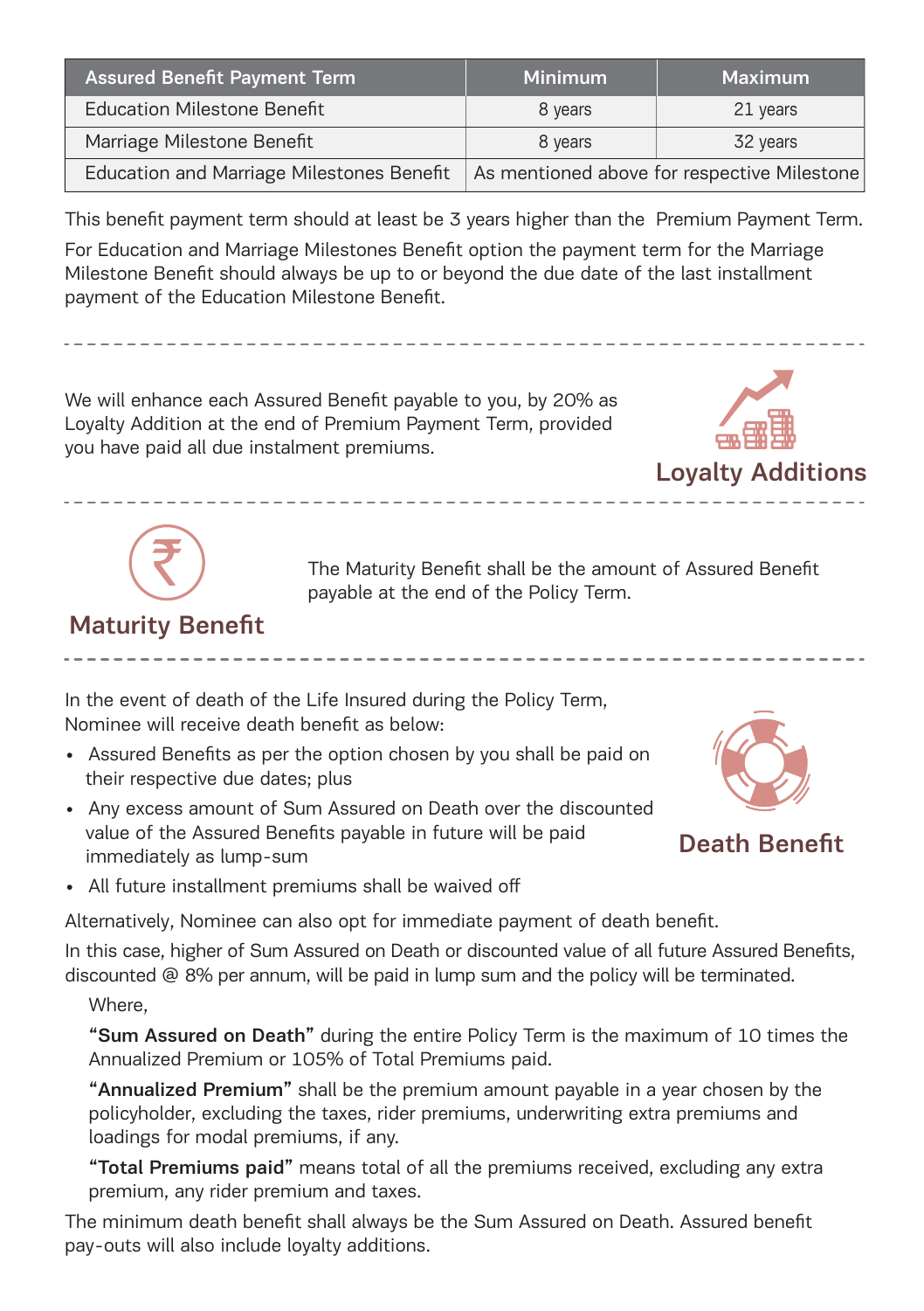| Assured Benefit Payment Term | Minimum | Maximum |
| --- | --- | --- |
| Education Milestone Benefit | 8 years | 21 years |
| Marriage Milestone Benefit | 8 years | 32 years |
| Education and Marriage Milestones Benefit | As mentioned above for respective Milestone | |

This benefit payment term should at least be 3 years higher than the Premium Payment Term.

For Education and Marriage Milestones Benefit option the payment term for the Marriage Milestone Benefit should always be up to or beyond the due date of the last installment payment of the Education Milestone Benefit.

## Loyalty Additions

We will enhance each Assured Benefit payable to you, by 20% as Loyalty Addition at the end of Premium Payment Term, provided you have paid all due instalment premiums.

## Maturity Benefit

The Maturity Benefit shall be the amount of Assured Benefit payable at the end of the Policy Term.

## Death Benefit

In the event of death of the Life Insured during the Policy Term, Nominee will receive death benefit as below:

- Assured Benefits as per the option chosen by you shall be paid on their respective due dates; plus
- Any excess amount of Sum Assured on Death over the discounted value of the Assured Benefits payable in future will be paid immediately as lump-sum
- All future installment premiums shall be waived off

Alternatively, Nominee can also opt for immediate payment of death benefit.

In this case, higher of Sum Assured on Death or discounted value of all future Assured Benefits, discounted @ 8% per annum, will be paid in lump sum and the policy will be terminated.

Where,

**"Sum Assured on Death"** during the entire Policy Term is the maximum of 10 times the Annualized Premium or 105% of Total Premiums paid.

**"Annualized Premium"** shall be the premium amount payable in a year chosen by the policyholder, excluding the taxes, rider premiums, underwriting extra premiums and loadings for modal premiums, if any.

**"Total Premiums paid"** means total of all the premiums received, excluding any extra premium, any rider premium and taxes.

The minimum death benefit shall always be the Sum Assured on Death. Assured benefit pay-outs will also include loyalty additions.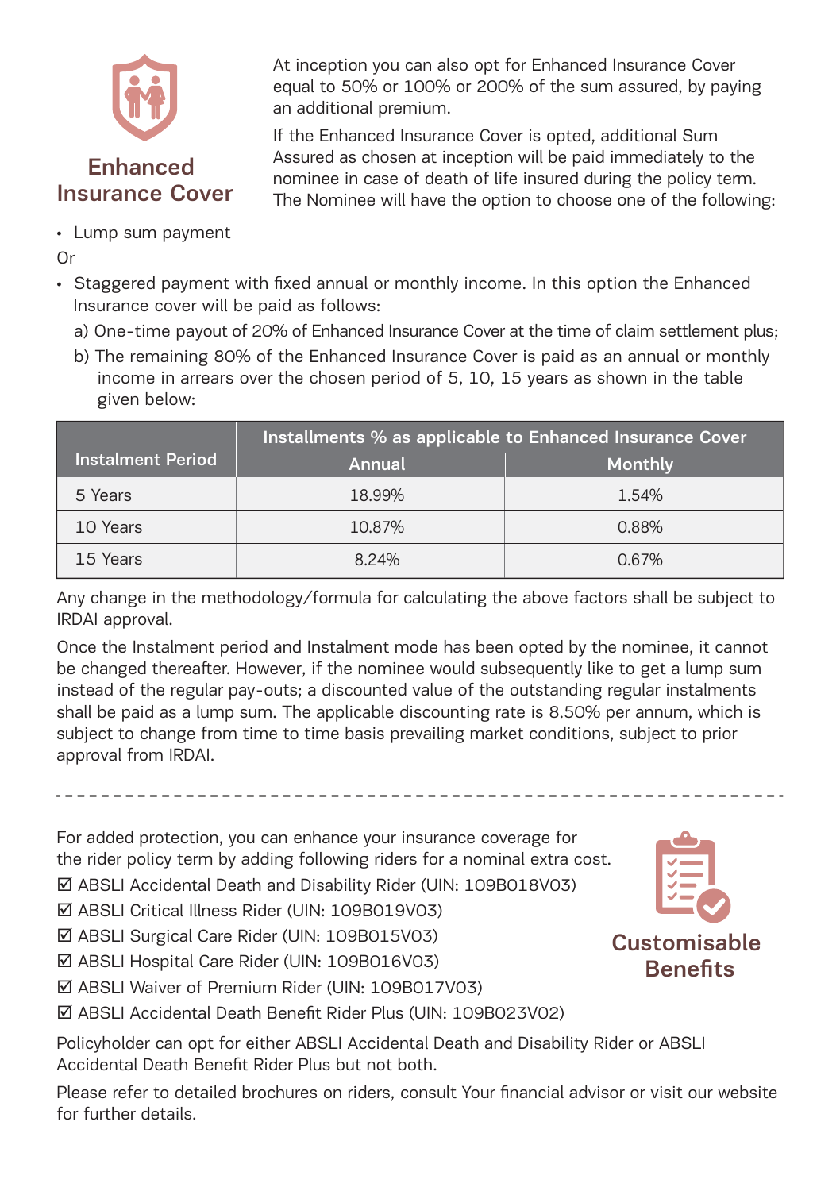## Enhanced Insurance Cover

At inception you can also opt for Enhanced Insurance Cover equal to 50% or 100% or 200% of the sum assured, by paying an additional premium.

If the Enhanced Insurance Cover is opted, additional Sum Assured as chosen at inception will be paid immediately to the nominee in case of death of life insured during the policy term. The Nominee will have the option to choose one of the following:

- Lump sum payment

Or

- Staggered payment with fixed annual or monthly income. In this option the Enhanced Insurance cover will be paid as follows:
  a) One-time payout of 20% of Enhanced Insurance Cover at the time of claim settlement plus;
  b) The remaining 80% of the Enhanced Insurance Cover is paid as an annual or monthly income in arrears over the chosen period of 5, 10, 15 years as shown in the table given below:

| Instalment Period | Installments % as applicable to Enhanced Insurance Cover | |
|---|---|---|
| | Annual | Monthly |
| 5 Years | 18.99% | 1.54% |
| 10 Years | 10.87% | 0.88% |
| 15 Years | 8.24% | 0.67% |

Any change in the methodology/formula for calculating the above factors shall be subject to IRDAI approval.

Once the Instalment period and Instalment mode has been opted by the nominee, it cannot be changed thereafter. However, if the nominee would subsequently like to get a lump sum instead of the regular pay-outs; a discounted value of the outstanding regular instalments shall be paid as a lump sum. The applicable discounting rate is 8.50% per annum, which is subject to change from time to time basis prevailing market conditions, subject to prior approval from IRDAI.

---

## Customisable Benefits

For added protection, you can enhance your insurance coverage for the rider policy term by adding following riders for a nominal extra cost.

☑ ABSLI Accidental Death and Disability Rider (UIN: 109B018V03)
☑ ABSLI Critical Illness Rider (UIN: 109B019V03)
☑ ABSLI Surgical Care Rider (UIN: 109B015V03)
☑ ABSLI Hospital Care Rider (UIN: 109B016V03)
☑ ABSLI Waiver of Premium Rider (UIN: 109B017V03)
☑ ABSLI Accidental Death Benefit Rider Plus (UIN: 109B023V02)

Policyholder can opt for either ABSLI Accidental Death and Disability Rider or ABSLI Accidental Death Benefit Rider Plus but not both.

Please refer to detailed brochures on riders, consult Your financial advisor or visit our website for further details.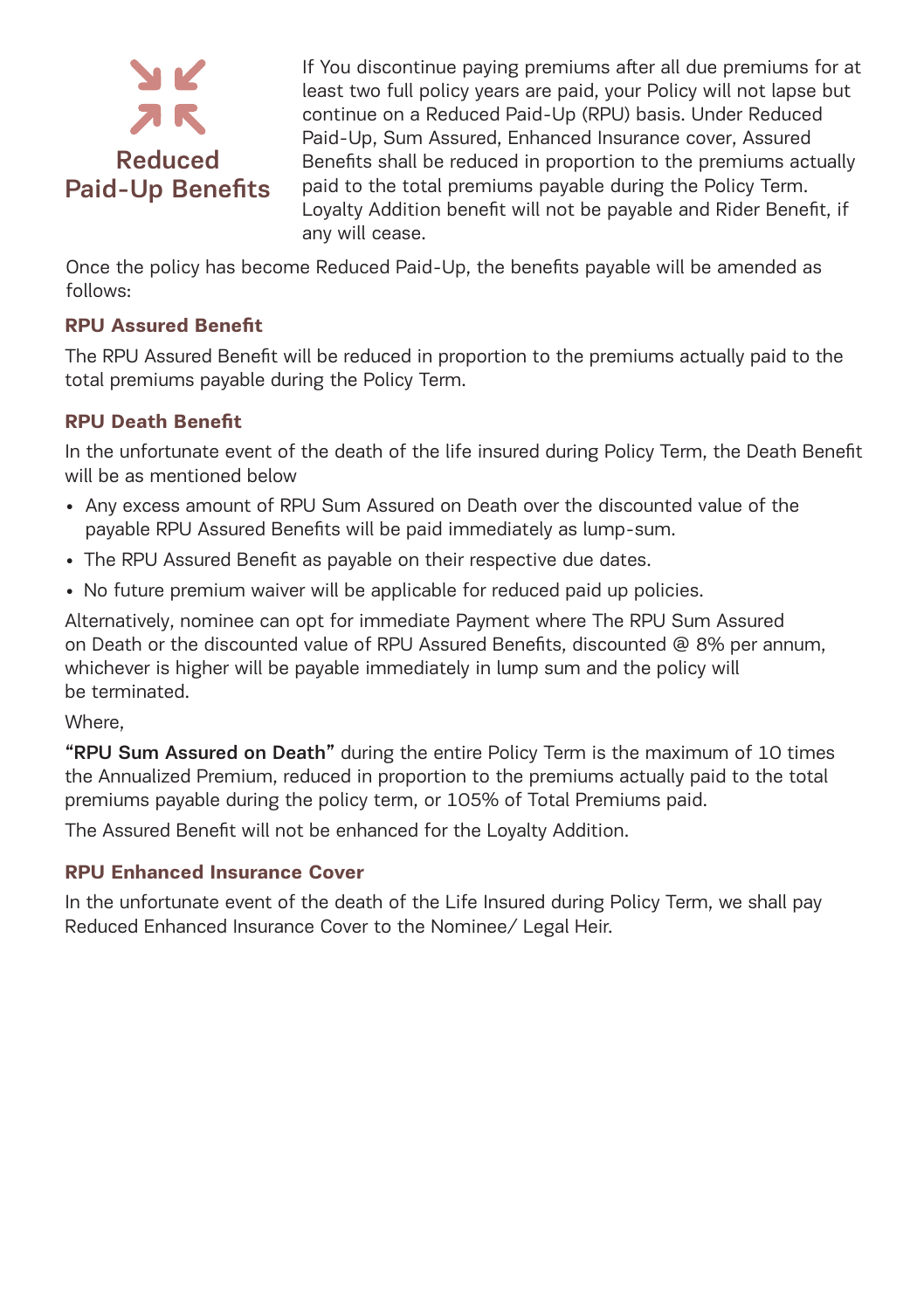## Reduced Paid-Up Benefits

If You discontinue paying premiums after all due premiums for at least two full policy years are paid, your Policy will not lapse but continue on a Reduced Paid-Up (RPU) basis. Under Reduced Paid-Up, Sum Assured, Enhanced Insurance cover, Assured Benefits shall be reduced in proportion to the premiums actually paid to the total premiums payable during the Policy Term. Loyalty Addition benefit will not be payable and Rider Benefit, if any will cease.

Once the policy has become Reduced Paid-Up, the benefits payable will be amended as follows:

### RPU Assured Benefit

The RPU Assured Benefit will be reduced in proportion to the premiums actually paid to the total premiums payable during the Policy Term.

### RPU Death Benefit

In the unfortunate event of the death of the life insured during Policy Term, the Death Benefit will be as mentioned below

- Any excess amount of RPU Sum Assured on Death over the discounted value of the payable RPU Assured Benefits will be paid immediately as lump-sum.
- The RPU Assured Benefit as payable on their respective due dates.
- No future premium waiver will be applicable for reduced paid up policies.

Alternatively, nominee can opt for immediate Payment where The RPU Sum Assured on Death or the discounted value of RPU Assured Benefits, discounted @ 8% per annum, whichever is higher will be payable immediately in lump sum and the policy will be terminated.

Where,

**"RPU Sum Assured on Death"** during the entire Policy Term is the maximum of 10 times the Annualized Premium, reduced in proportion to the premiums actually paid to the total premiums payable during the policy term, or 105% of Total Premiums paid.

The Assured Benefit will not be enhanced for the Loyalty Addition.

### RPU Enhanced Insurance Cover

In the unfortunate event of the death of the Life Insured during Policy Term, we shall pay Reduced Enhanced Insurance Cover to the Nominee/ Legal Heir.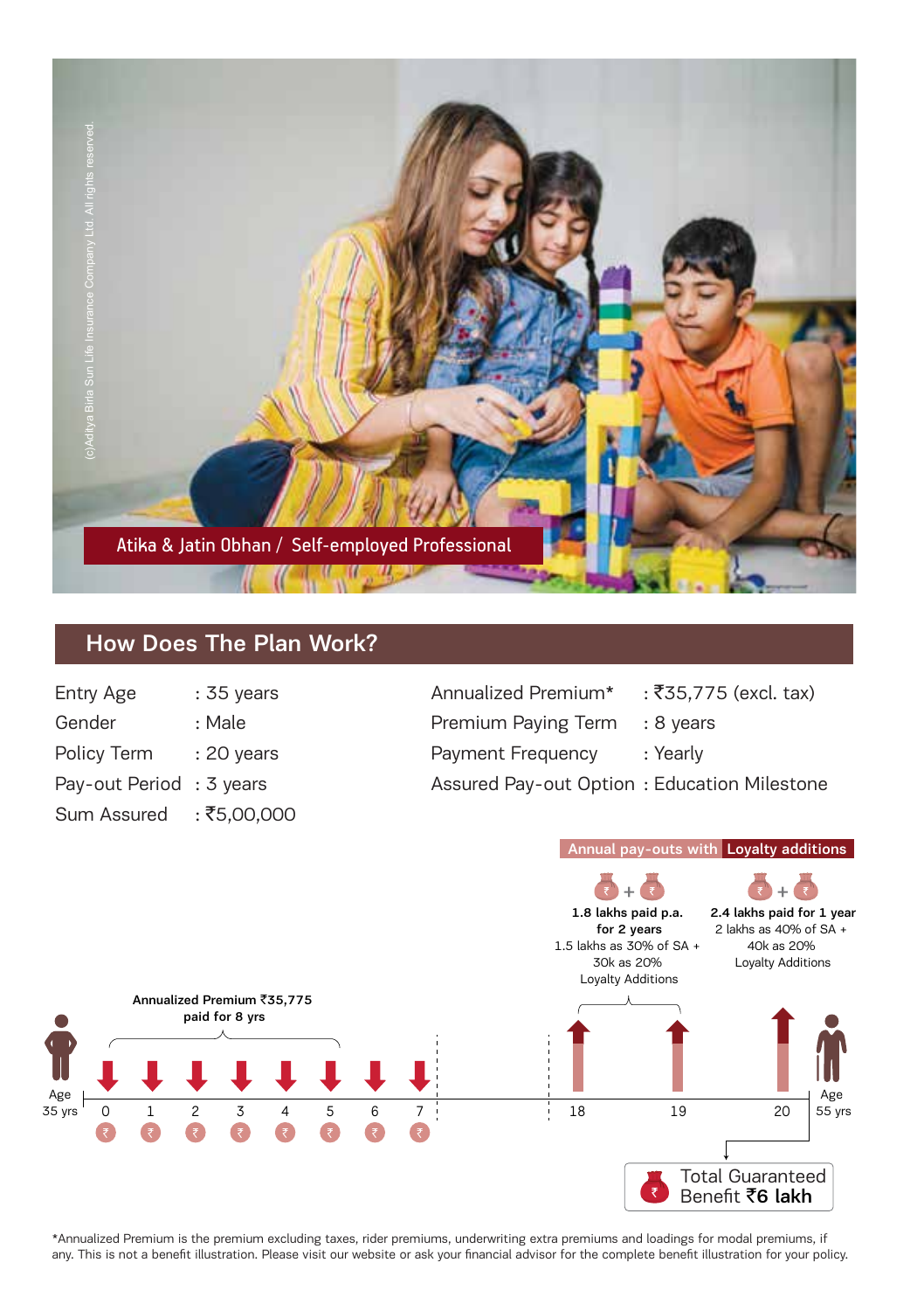Atika & Jatin Obhan / Self-employed Professional

## How Does The Plan Work?

| | |
|---|---|
| Entry Age | : 35 years |
| Gender | : Male |
| Policy Term | : 20 years |
| Pay-out Period | : 3 years |
| Sum Assured | : ₹5,00,000 |

| | |
|---|---|
| Annualized Premium* | : ₹35,775 (excl. tax) |
| Premium Paying Term | : 8 years |
| Payment Frequency | : Yearly |
| Assured Pay-out Option | : Education Milestone |

**Annual pay-outs with Loyalty additions**

**1.8 lakhs paid p.a. for 2 years**
1.5 lakhs as 30% of SA + 30k as 20% Loyalty Additions

**2.4 lakhs paid for 1 year**
2 lakhs as 40% of SA + 40k as 20% Loyalty Additions

**Annualized Premium ₹35,775 paid for 8 yrs**

Age 35 yrs — 0, 1, 2, 3, 4, 5, 6, 7 ... 18, 19, 20 — Age 55 yrs

Total Guaranteed Benefit **₹6 lakh**

*Annualized Premium is the premium excluding taxes, rider premiums, underwriting extra premiums and loadings for modal premiums, if any. This is not a benefit illustration. Please visit our website or ask your financial advisor for the complete benefit illustration for your policy.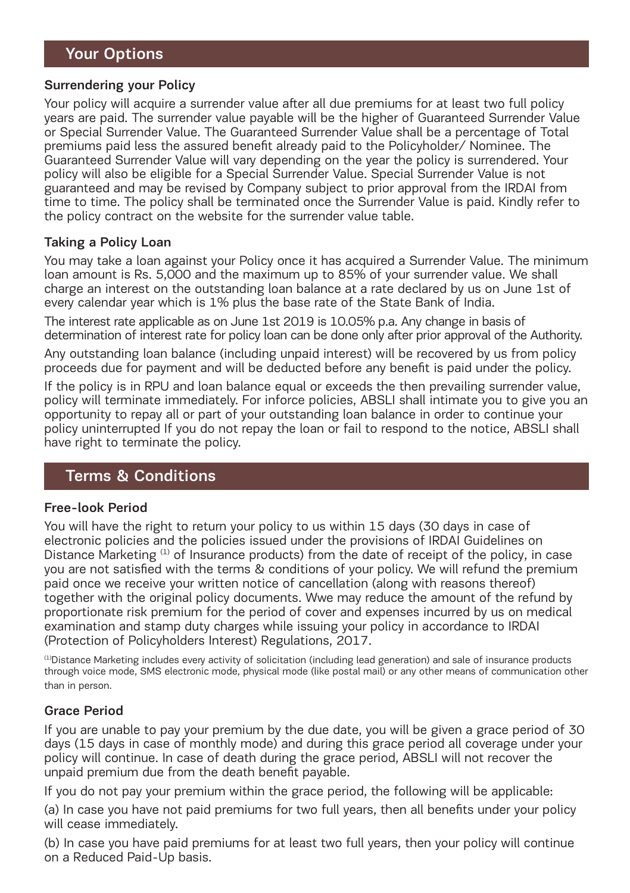## Your Options

### Surrendering your Policy

Your policy will acquire a surrender value after all due premiums for at least two full policy years are paid. The surrender value payable will be the higher of Guaranteed Surrender Value or Special Surrender Value. The Guaranteed Surrender Value shall be a percentage of Total premiums paid less the assured benefit already paid to the Policyholder/ Nominee. The Guaranteed Surrender Value will vary depending on the year the policy is surrendered. Your policy will also be eligible for a Special Surrender Value. Special Surrender Value is not guaranteed and may be revised by Company subject to prior approval from the IRDAI from time to time. The policy shall be terminated once the Surrender Value is paid. Kindly refer to the policy contract on the website for the surrender value table.

### Taking a Policy Loan

You may take a loan against your Policy once it has acquired a Surrender Value. The minimum loan amount is Rs. 5,000 and the maximum up to 85% of your surrender value. We shall charge an interest on the outstanding loan balance at a rate declared by us on June 1st of every calendar year which is 1% plus the base rate of the State Bank of India.

The interest rate applicable as on June 1st 2019 is 10.05% p.a. Any change in basis of determination of interest rate for policy loan can be done only after prior approval of the Authority.

Any outstanding loan balance (including unpaid interest) will be recovered by us from policy proceeds due for payment and will be deducted before any benefit is paid under the policy.

If the policy is in RPU and loan balance equal or exceeds the then prevailing surrender value, policy will terminate immediately. For inforce policies, ABSLI shall intimate you to give you an opportunity to repay all or part of your outstanding loan balance in order to continue your policy uninterrupted If you do not repay the loan or fail to respond to the notice, ABSLI shall have right to terminate the policy.

## Terms & Conditions

### Free-look Period

You will have the right to return your policy to us within 15 days (30 days in case of electronic policies and the policies issued under the provisions of IRDAI Guidelines on Distance Marketing [1] of Insurance products) from the date of receipt of the policy, in case you are not satisfied with the terms & conditions of your policy. We will refund the premium paid once we receive your written notice of cancellation (along with reasons thereof) together with the original policy documents. Wwe may reduce the amount of the refund by proportionate risk premium for the period of cover and expenses incurred by us on medical examination and stamp duty charges while issuing your policy in accordance to IRDAI (Protection of Policyholders Interest) Regulations, 2017.

[1] Distance Marketing includes every activity of solicitation (including lead generation) and sale of insurance products through voice mode, SMS electronic mode, physical mode (like postal mail) or any other means of communication other than in person.

### Grace Period

If you are unable to pay your premium by the due date, you will be given a grace period of 30 days (15 days in case of monthly mode) and during this grace period all coverage under your policy will continue. In case of death during the grace period, ABSLI will not recover the unpaid premium due from the death benefit payable.

If you do not pay your premium within the grace period, the following will be applicable:

(a) In case you have not paid premiums for two full years, then all benefits under your policy will cease immediately.

(b) In case you have paid premiums for at least two full years, then your policy will continue on a Reduced Paid-Up basis.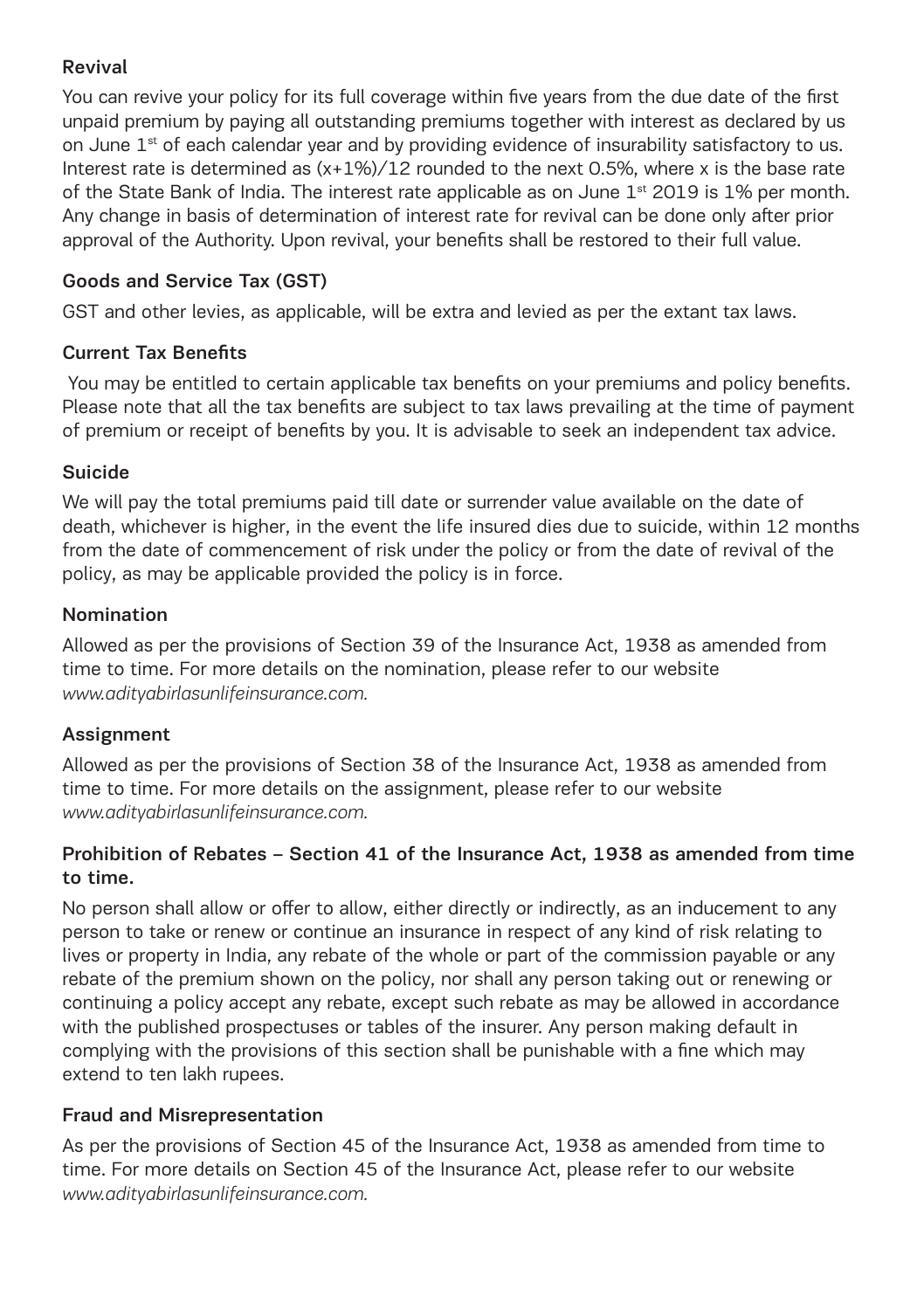### Revival

You can revive your policy for its full coverage within five years from the due date of the first unpaid premium by paying all outstanding premiums together with interest as declared by us on June 1st of each calendar year and by providing evidence of insurability satisfactory to us. Interest rate is determined as $(x+1\%)/12$ rounded to the next 0.5%, where x is the base rate of the State Bank of India. The interest rate applicable as on June 1st 2019 is 1% per month. Any change in basis of determination of interest rate for revival can be done only after prior approval of the Authority. Upon revival, your benefits shall be restored to their full value.

### Goods and Service Tax (GST)

GST and other levies, as applicable, will be extra and levied as per the extant tax laws.

### Current Tax Benefits

You may be entitled to certain applicable tax benefits on your premiums and policy benefits. Please note that all the tax benefits are subject to tax laws prevailing at the time of payment of premium or receipt of benefits by you. It is advisable to seek an independent tax advice.

### Suicide

We will pay the total premiums paid till date or surrender value available on the date of death, whichever is higher, in the event the life insured dies due to suicide, within 12 months from the date of commencement of risk under the policy or from the date of revival of the policy, as may be applicable provided the policy is in force.

### Nomination

Allowed as per the provisions of Section 39 of the Insurance Act, 1938 as amended from time to time. For more details on the nomination, please refer to our website *www.adityabirlasunlifeinsurance.com.*

### Assignment

Allowed as per the provisions of Section 38 of the Insurance Act, 1938 as amended from time to time. For more details on the assignment, please refer to our website *www.adityabirlasunlifeinsurance.com.*

### Prohibition of Rebates – Section 41 of the Insurance Act, 1938 as amended from time to time.

No person shall allow or offer to allow, either directly or indirectly, as an inducement to any person to take or renew or continue an insurance in respect of any kind of risk relating to lives or property in India, any rebate of the whole or part of the commission payable or any rebate of the premium shown on the policy, nor shall any person taking out or renewing or continuing a policy accept any rebate, except such rebate as may be allowed in accordance with the published prospectuses or tables of the insurer. Any person making default in complying with the provisions of this section shall be punishable with a fine which may extend to ten lakh rupees.

### Fraud and Misrepresentation

As per the provisions of Section 45 of the Insurance Act, 1938 as amended from time to time. For more details on Section 45 of the Insurance Act, please refer to our website *www.adityabirlasunlifeinsurance.com.*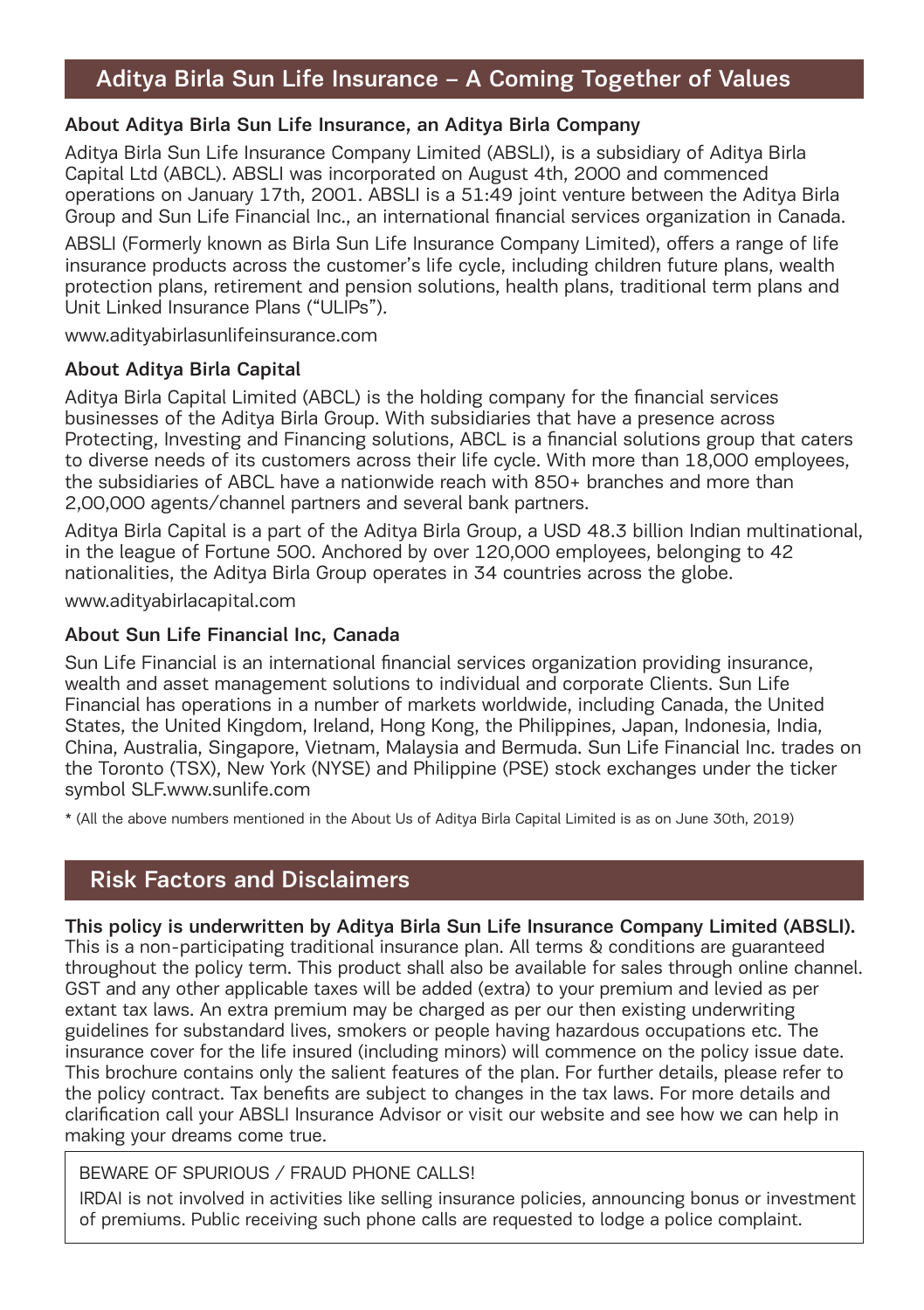## Aditya Birla Sun Life Insurance – A Coming Together of Values

### About Aditya Birla Sun Life Insurance, an Aditya Birla Company

Aditya Birla Sun Life Insurance Company Limited (ABSLI), is a subsidiary of Aditya Birla Capital Ltd (ABCL). ABSLI was incorporated on August 4th, 2000 and commenced operations on January 17th, 2001. ABSLI is a 51:49 joint venture between the Aditya Birla Group and Sun Life Financial Inc., an international financial services organization in Canada.

ABSLI (Formerly known as Birla Sun Life Insurance Company Limited), offers a range of life insurance products across the customer's life cycle, including children future plans, wealth protection plans, retirement and pension solutions, health plans, traditional term plans and Unit Linked Insurance Plans ("ULIPs").

www.adityabirlasunlifeinsurance.com

### About Aditya Birla Capital

Aditya Birla Capital Limited (ABCL) is the holding company for the financial services businesses of the Aditya Birla Group. With subsidiaries that have a presence across Protecting, Investing and Financing solutions, ABCL is a financial solutions group that caters to diverse needs of its customers across their life cycle. With more than 18,000 employees, the subsidiaries of ABCL have a nationwide reach with 850+ branches and more than 2,00,000 agents/channel partners and several bank partners.

Aditya Birla Capital is a part of the Aditya Birla Group, a USD 48.3 billion Indian multinational, in the league of Fortune 500. Anchored by over 120,000 employees, belonging to 42 nationalities, the Aditya Birla Group operates in 34 countries across the globe.

www.adityabirlacapital.com

### About Sun Life Financial Inc, Canada

Sun Life Financial is an international financial services organization providing insurance, wealth and asset management solutions to individual and corporate Clients. Sun Life Financial has operations in a number of markets worldwide, including Canada, the United States, the United Kingdom, Ireland, Hong Kong, the Philippines, Japan, Indonesia, India, China, Australia, Singapore, Vietnam, Malaysia and Bermuda. Sun Life Financial Inc. trades on the Toronto (TSX), New York (NYSE) and Philippine (PSE) stock exchanges under the ticker symbol SLF.www.sunlife.com

* (All the above numbers mentioned in the About Us of Aditya Birla Capital Limited is as on June 30th, 2019)

## Risk Factors and Disclaimers

**This policy is underwritten by Aditya Birla Sun Life Insurance Company Limited (ABSLI).** This is a non-participating traditional insurance plan. All terms & conditions are guaranteed throughout the policy term. This product shall also be available for sales through online channel. GST and any other applicable taxes will be added (extra) to your premium and levied as per extant tax laws. An extra premium may be charged as per our then existing underwriting guidelines for substandard lives, smokers or people having hazardous occupations etc. The insurance cover for the life insured (including minors) will commence on the policy issue date. This brochure contains only the salient features of the plan. For further details, please refer to the policy contract. Tax benefits are subject to changes in the tax laws. For more details and clarification call your ABSLI Insurance Advisor or visit our website and see how we can help in making your dreams come true.

BEWARE OF SPURIOUS / FRAUD PHONE CALLS!

IRDAI is not involved in activities like selling insurance policies, announcing bonus or investment of premiums. Public receiving such phone calls are requested to lodge a police complaint.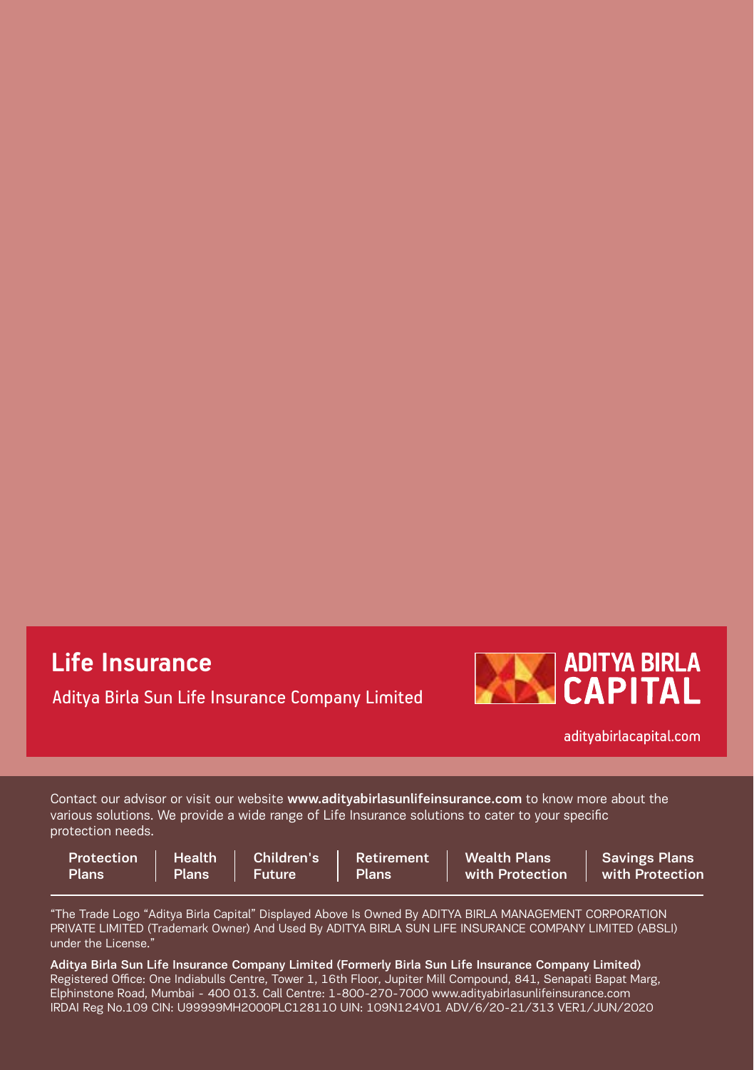## Life Insurance

Aditya Birla Sun Life Insurance Company Limited

ADITYA BIRLA CAPITAL

adityabirlacapital.com

Contact our advisor or visit our website **www.adityabirlasunlifeinsurance.com** to know more about the various solutions. We provide a wide range of Life Insurance solutions to cater to your specific protection needs.

**Protection Plans** | **Health Plans** | **Children's Future** | **Retirement Plans** | **Wealth Plans with Protection** | **Savings Plans with Protection**

"The Trade Logo "Aditya Birla Capital" Displayed Above Is Owned By ADITYA BIRLA MANAGEMENT CORPORATION PRIVATE LIMITED (Trademark Owner) And Used By ADITYA BIRLA SUN LIFE INSURANCE COMPANY LIMITED (ABSLI) under the License."

**Aditya Birla Sun Life Insurance Company Limited (Formerly Birla Sun Life Insurance Company Limited)**
Registered Office: One Indiabulls Centre, Tower 1, 16th Floor, Jupiter Mill Compound, 841, Senapati Bapat Marg, Elphinstone Road, Mumbai - 400 013. Call Centre: 1-800-270-7000 www.adityabirlasunlifeinsurance.com
IRDAI Reg No.109 CIN: U99999MH2000PLC128110 UIN: 109N124V01 ADV/6/20-21/313 VER1/JUN/2020